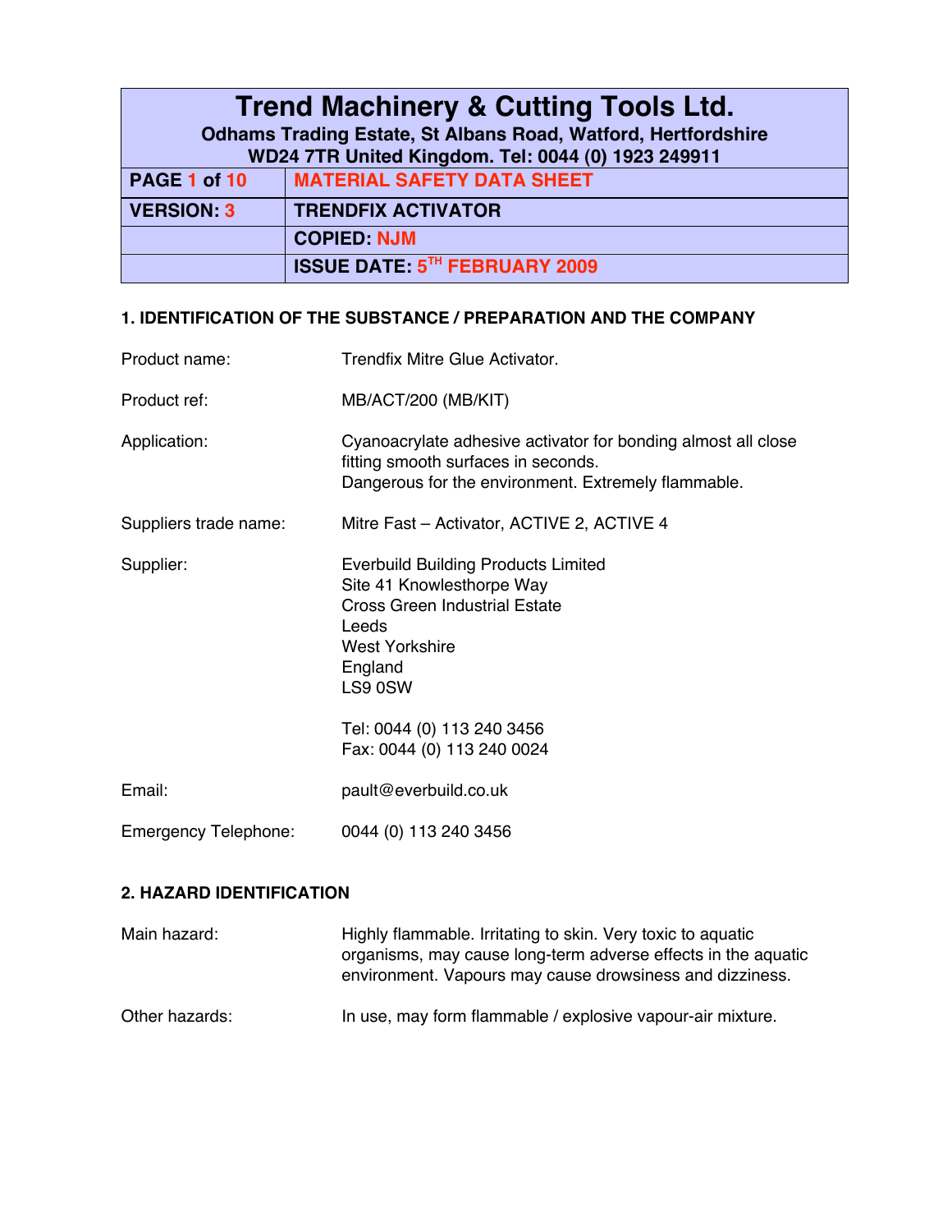# Trend Machinery & Cutting Tools Ltd.

**Odhams Trading Estate, St Albans Road, Watford, Hertfordshire WD24 7TR United Kingdom. Tel: 0044 (0) 1923 249911**

| | |
|---|---|
| **PAGE 1 of 10** | **MATERIAL SAFETY DATA SHEET** |
| **VERSION: 3** | **TRENDFIX ACTIVATOR** |
| | **COPIED: NJM** |
| | **ISSUE DATE: 5TH FEBRUARY 2009** |

## 1. IDENTIFICATION OF THE SUBSTANCE / PREPARATION AND THE COMPANY

Product name: Trendfix Mitre Glue Activator.

Product ref: MB/ACT/200 (MB/KIT)

Application: Cyanoacrylate adhesive activator for bonding almost all close fitting smooth surfaces in seconds.
Dangerous for the environment. Extremely flammable.

Suppliers trade name: Mitre Fast – Activator, ACTIVE 2, ACTIVE 4

Supplier: Everbuild Building Products Limited
Site 41 Knowlesthorpe Way
Cross Green Industrial Estate
Leeds
West Yorkshire
England
LS9 0SW

Tel: 0044 (0) 113 240 3456
Fax: 0044 (0) 113 240 0024

Email: pault@everbuild.co.uk

Emergency Telephone: 0044 (0) 113 240 3456

## 2. HAZARD IDENTIFICATION

Main hazard: Highly flammable. Irritating to skin. Very toxic to aquatic organisms, may cause long-term adverse effects in the aquatic environment. Vapours may cause drowsiness and dizziness.

Other hazards: In use, may form flammable / explosive vapour-air mixture.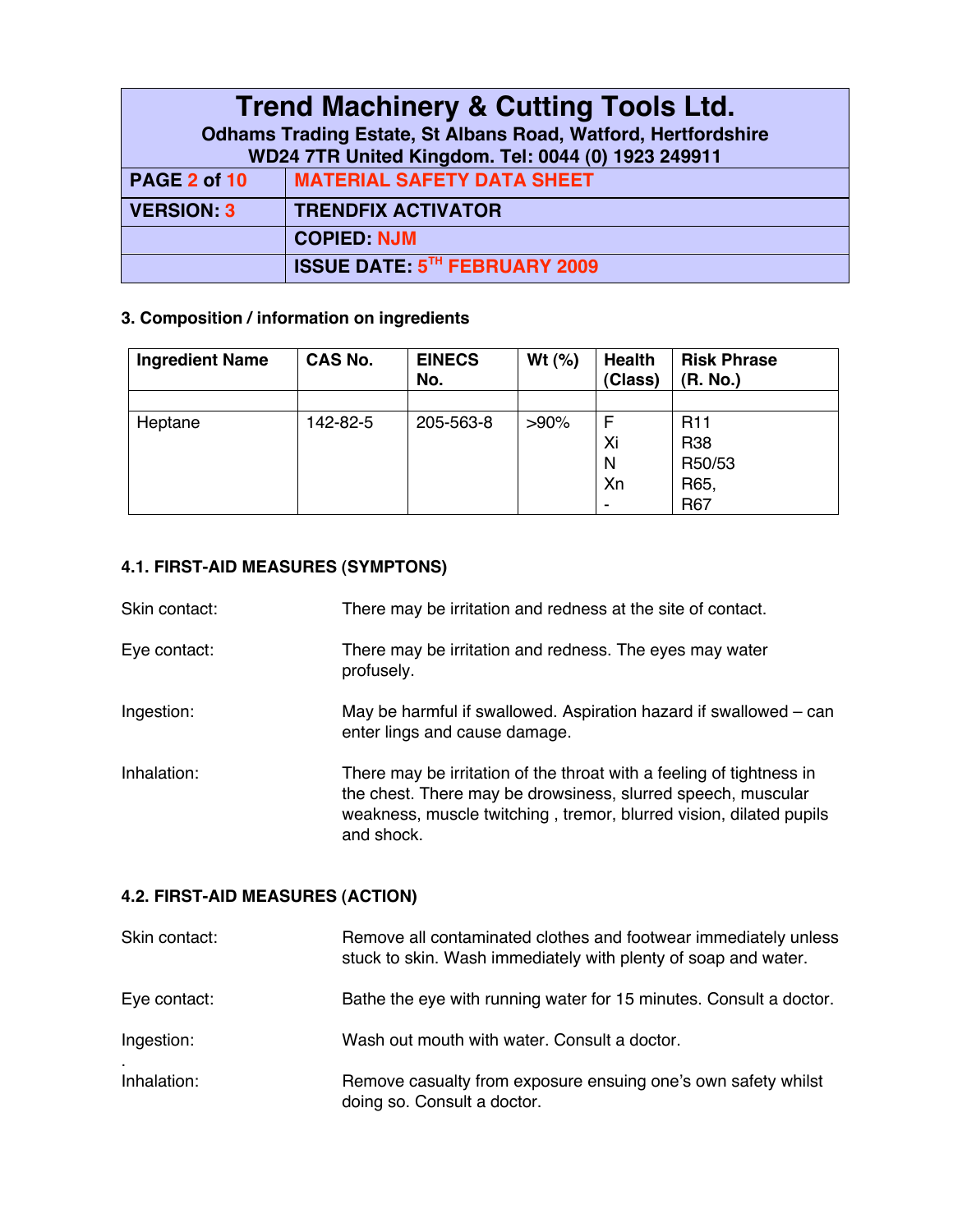### 3. Composition / information on ingredients

| Ingredient Name | CAS No. | EINECS No. | Wt (%) | Health (Class) | Risk Phrase (R. No.) |
|---|---|---|---|---|---|
| | | | | | |
| Heptane | 142-82-5 | 205-563-8 | >90% | F<br>Xi<br>N<br>Xn<br>- | R11<br>R38<br>R50/53<br>R65,<br>R67 |

### 4.1. FIRST-AID MEASURES (SYMPTONS)

Skin contact: There may be irritation and redness at the site of contact.

Eye contact: There may be irritation and redness. The eyes may water profusely.

Ingestion: May be harmful if swallowed. Aspiration hazard if swallowed – can enter lings and cause damage.

Inhalation: There may be irritation of the throat with a feeling of tightness in the chest. There may be drowsiness, slurred speech, muscular weakness, muscle twitching , tremor, blurred vision, dilated pupils and shock.

### 4.2. FIRST-AID MEASURES (ACTION)

Skin contact: Remove all contaminated clothes and footwear immediately unless stuck to skin. Wash immediately with plenty of soap and water.

Eye contact: Bathe the eye with running water for 15 minutes. Consult a doctor.

Ingestion: Wash out mouth with water. Consult a doctor.

.
Inhalation: Remove casualty from exposure ensuing one's own safety whilst doing so. Consult a doctor.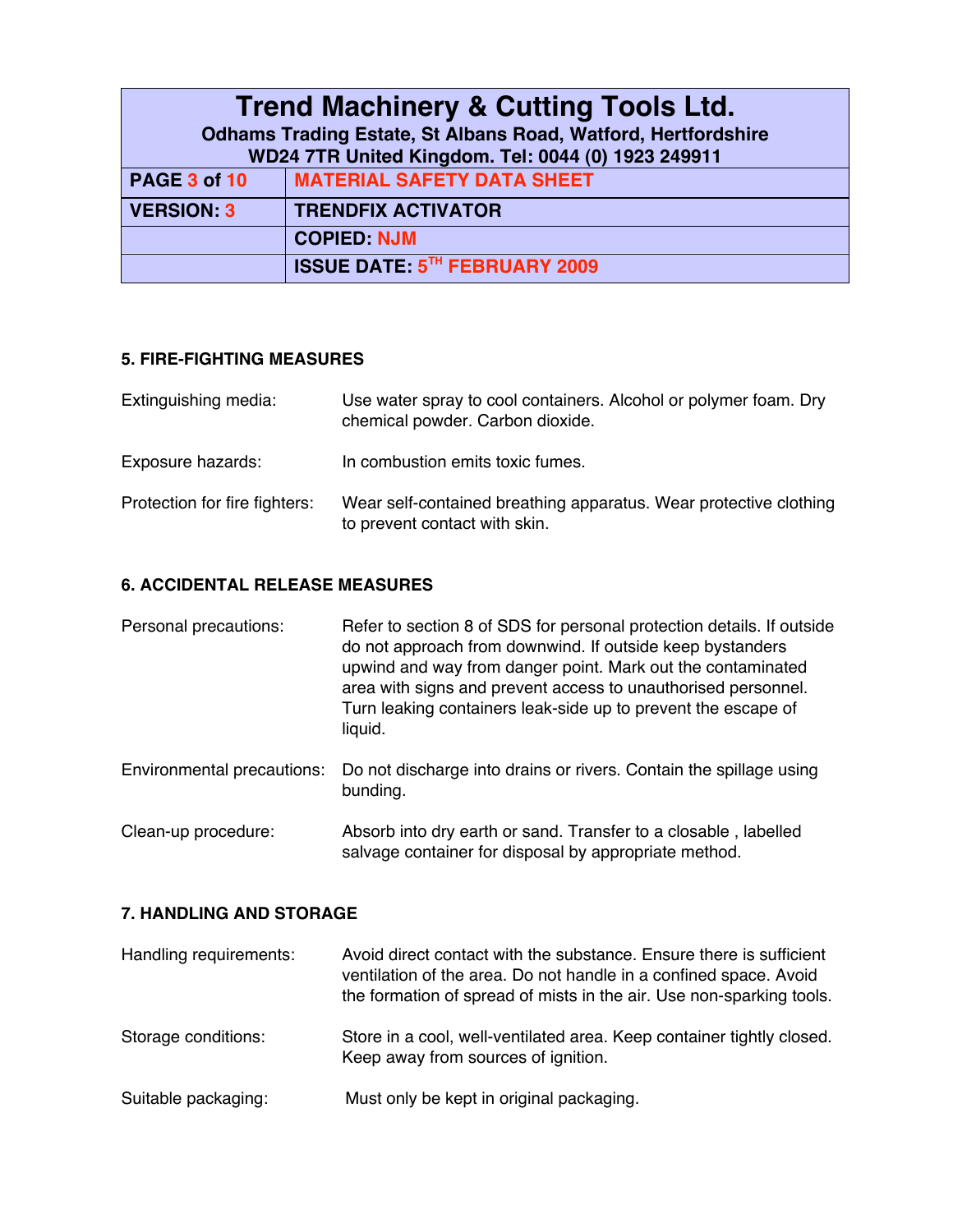## 5. FIRE-FIGHTING MEASURES

| | |
|---|---|
| Extinguishing media: | Use water spray to cool containers. Alcohol or polymer foam. Dry chemical powder. Carbon dioxide. |
| Exposure hazards: | In combustion emits toxic fumes. |
| Protection for fire fighters: | Wear self-contained breathing apparatus. Wear protective clothing to prevent contact with skin. |

## 6. ACCIDENTAL RELEASE MEASURES

| | |
|---|---|
| Personal precautions: | Refer to section 8 of SDS for personal protection details. If outside do not approach from downwind. If outside keep bystanders upwind and way from danger point. Mark out the contaminated area with signs and prevent access to unauthorised personnel. Turn leaking containers leak-side up to prevent the escape of liquid. |
| Environmental precautions: | Do not discharge into drains or rivers. Contain the spillage using bunding. |
| Clean-up procedure: | Absorb into dry earth or sand. Transfer to a closable , labelled salvage container for disposal by appropriate method. |

## 7. HANDLING AND STORAGE

| | |
|---|---|
| Handling requirements: | Avoid direct contact with the substance. Ensure there is sufficient ventilation of the area. Do not handle in a confined space. Avoid the formation of spread of mists in the air. Use non-sparking tools. |
| Storage conditions: | Store in a cool, well-ventilated area. Keep container tightly closed. Keep away from sources of ignition. |
| Suitable packaging: | Must only be kept in original packaging. |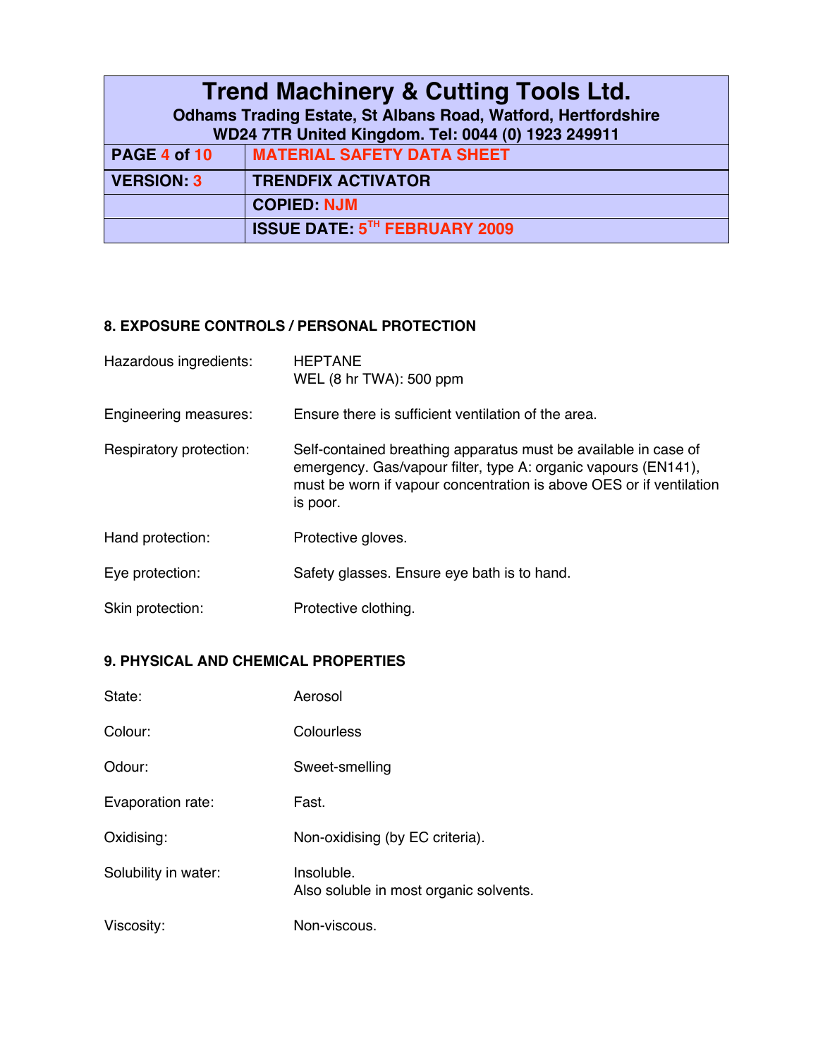## 8. EXPOSURE CONTROLS / PERSONAL PROTECTION

| | |
|---|---|
| Hazardous ingredients: | HEPTANE<br>WEL (8 hr TWA): 500 ppm |
| Engineering measures: | Ensure there is sufficient ventilation of the area. |
| Respiratory protection: | Self-contained breathing apparatus must be available in case of emergency. Gas/vapour filter, type A: organic vapours (EN141), must be worn if vapour concentration is above OES or if ventilation is poor. |
| Hand protection: | Protective gloves. |
| Eye protection: | Safety glasses. Ensure eye bath is to hand. |
| Skin protection: | Protective clothing. |

## 9. PHYSICAL AND CHEMICAL PROPERTIES

| | |
|---|---|
| State: | Aerosol |
| Colour: | Colourless |
| Odour: | Sweet-smelling |
| Evaporation rate: | Fast. |
| Oxidising: | Non-oxidising (by EC criteria). |
| Solubility in water: | Insoluble.<br>Also soluble in most organic solvents. |
| Viscosity: | Non-viscous. |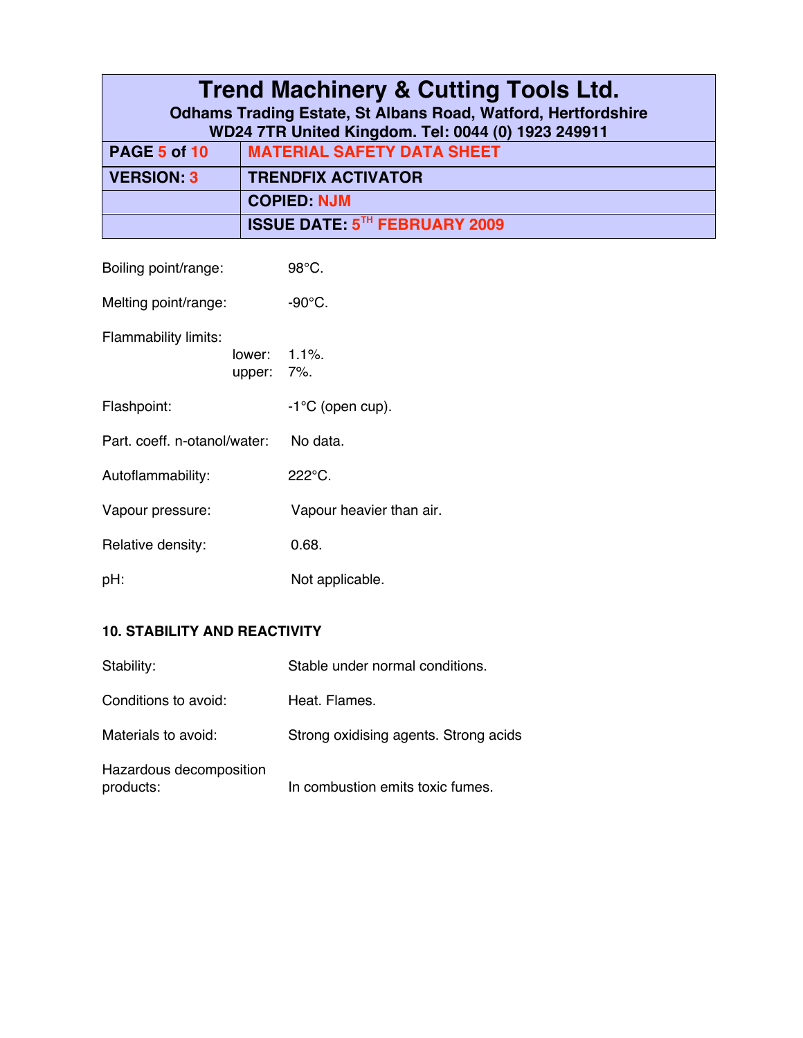Boiling point/range: 98°C.

Melting point/range: -90°C.

Flammability limits:
- lower: 1.1%.
- upper: 7%.

Flashpoint: -1°C (open cup).

Part. coeff. n-otanol/water: No data.

Autoflammability: 222°C.

Vapour pressure: Vapour heavier than air.

Relative density: 0.68.

pH: Not applicable.

**10. STABILITY AND REACTIVITY**

Stability: Stable under normal conditions.

Conditions to avoid: Heat. Flames.

Materials to avoid: Strong oxidising agents. Strong acids

Hazardous decomposition products: In combustion emits toxic fumes.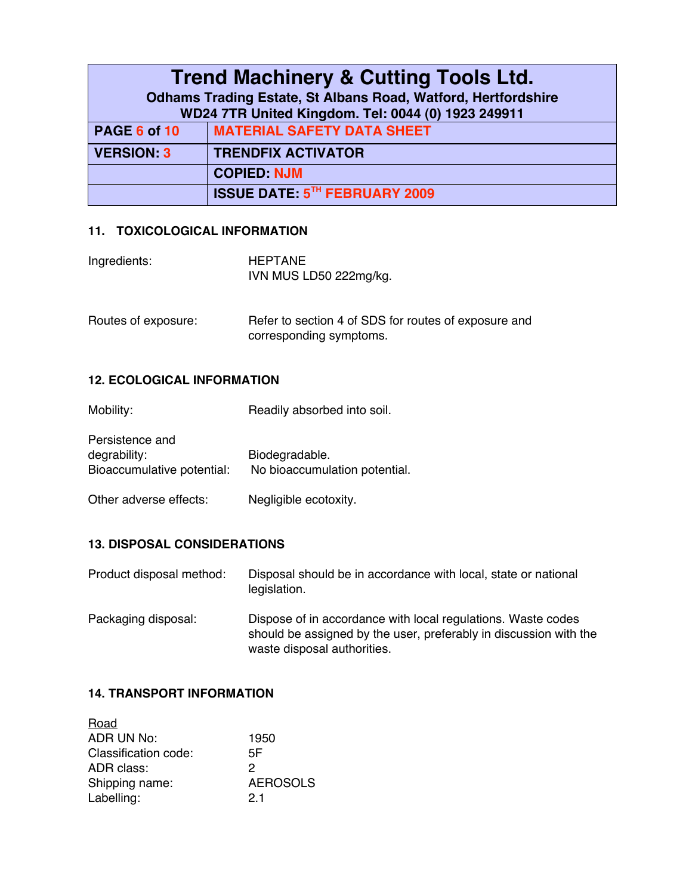## 11. TOXICOLOGICAL INFORMATION

| | |
|---|---|
| Ingredients: | HEPTANE<br>IVN MUS LD50 222mg/kg. |
| Routes of exposure: | Refer to section 4 of SDS for routes of exposure and corresponding symptoms. |

## 12. ECOLOGICAL INFORMATION

| | |
|---|---|
| Mobility: | Readily absorbed into soil. |
| Persistence and degrability: | Biodegradable. |
| Bioaccumulative potential: | No bioaccumulation potential. |
| Other adverse effects: | Negligible ecotoxity. |

## 13. DISPOSAL CONSIDERATIONS

| | |
|---|---|
| Product disposal method: | Disposal should be in accordance with local, state or national legislation. |
| Packaging disposal: | Dispose of in accordance with local regulations. Waste codes should be assigned by the user, preferably in discussion with the waste disposal authorities. |

## 14. TRANSPORT INFORMATION

Road

| | |
|---|---|
| ADR UN No: | 1950 |
| Classification code: | 5F |
| ADR class: | 2 |
| Shipping name: | AEROSOLS |
| Labelling: | 2.1 |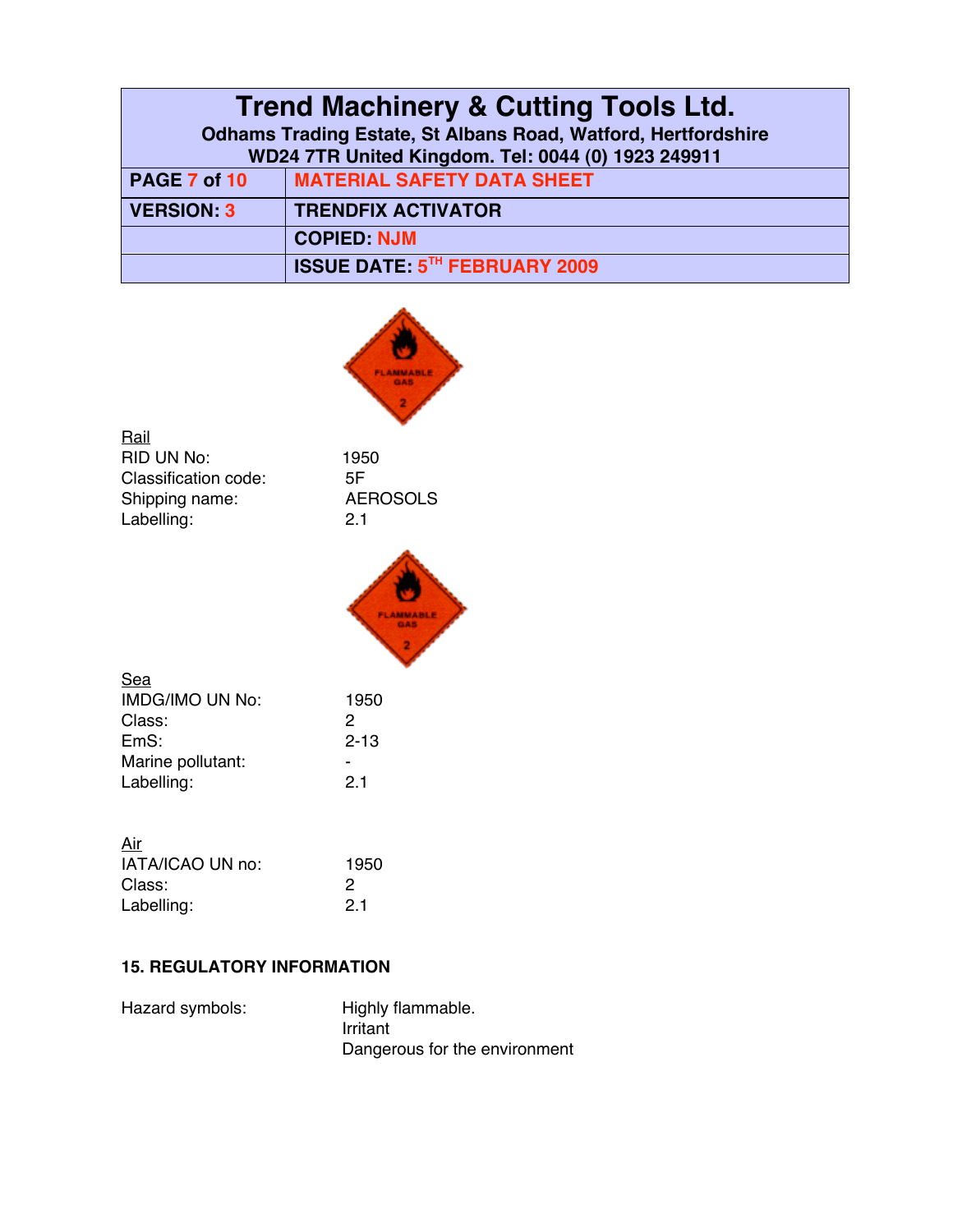Rail

RID UN No: 1950
Classification code: 5F
Shipping name: AEROSOLS
Labelling: 2.1

Sea

IMDG/IMO UN No: 1950
Class: 2
EmS: 2-13
Marine pollutant: -
Labelling: 2.1

Air

IATA/ICAO UN no: 1950
Class: 2
Labelling: 2.1

## 15. REGULATORY INFORMATION

Hazard symbols: Highly flammable.
Irritant
Dangerous for the environment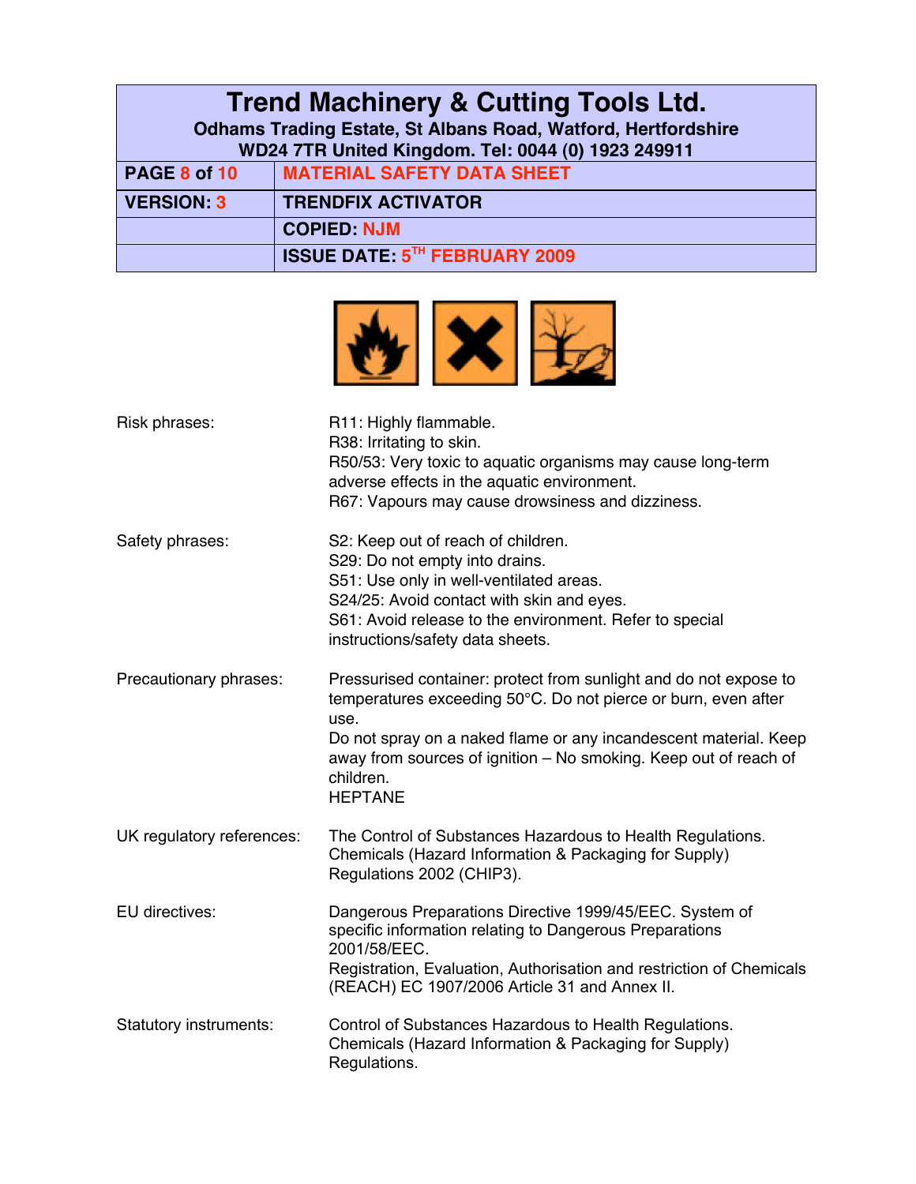| Risk phrases: | R11: Highly flammable.<br>R38: Irritating to skin.<br>R50/53: Very toxic to aquatic organisms may cause long-term adverse effects in the aquatic environment.<br>R67: Vapours may cause drowsiness and dizziness. |
|---|---|
| Safety phrases: | S2: Keep out of reach of children.<br>S29: Do not empty into drains.<br>S51: Use only in well-ventilated areas.<br>S24/25: Avoid contact with skin and eyes.<br>S61: Avoid release to the environment. Refer to special instructions/safety data sheets. |
| Precautionary phrases: | Pressurised container: protect from sunlight and do not expose to temperatures exceeding 50°C. Do not pierce or burn, even after use.<br>Do not spray on a naked flame or any incandescent material. Keep away from sources of ignition – No smoking. Keep out of reach of children.<br>HEPTANE |
| UK regulatory references: | The Control of Substances Hazardous to Health Regulations. Chemicals (Hazard Information & Packaging for Supply) Regulations 2002 (CHIP3). |
| EU directives: | Dangerous Preparations Directive 1999/45/EEC. System of specific information relating to Dangerous Preparations 2001/58/EEC.<br>Registration, Evaluation, Authorisation and restriction of Chemicals (REACH) EC 1907/2006 Article 31 and Annex II. |
| Statutory instruments: | Control of Substances Hazardous to Health Regulations. Chemicals (Hazard Information & Packaging for Supply) Regulations. |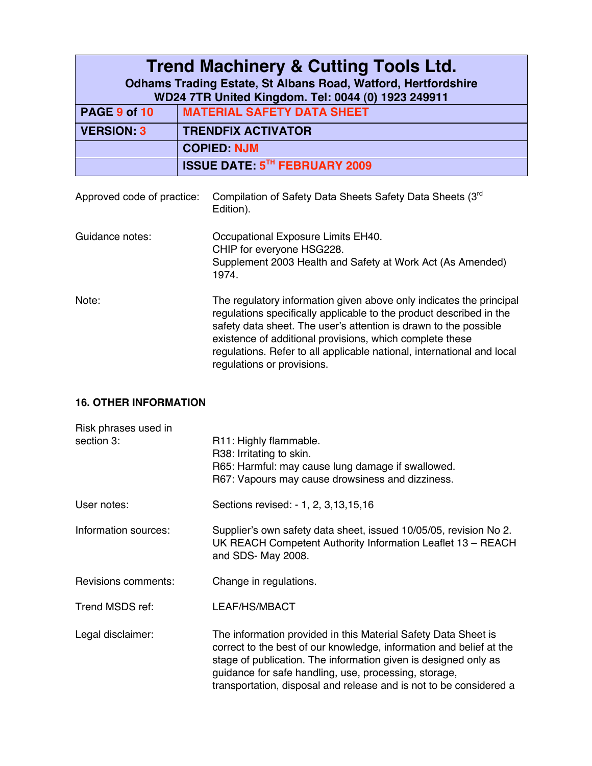Approved code of practice: Compilation of Safety Data Sheets Safety Data Sheets (3rd Edition).

Guidance notes: Occupational Exposure Limits EH40.
CHIP for everyone HSG228.
Supplement 2003 Health and Safety at Work Act (As Amended) 1974.

Note: The regulatory information given above only indicates the principal regulations specifically applicable to the product described in the safety data sheet. The user's attention is drawn to the possible existence of additional provisions, which complete these regulations. Refer to all applicable national, international and local regulations or provisions.

## 16. OTHER INFORMATION

Risk phrases used in section 3:
R11: Highly flammable.
R38: Irritating to skin.
R65: Harmful: may cause lung damage if swallowed.
R67: Vapours may cause drowsiness and dizziness.

User notes: Sections revised: - 1, 2, 3,13,15,16

Information sources: Supplier's own safety data sheet, issued 10/05/05, revision No 2.
UK REACH Competent Authority Information Leaflet 13 – REACH and SDS- May 2008.

Revisions comments: Change in regulations.

Trend MSDS ref: LEAF/HS/MBACT

Legal disclaimer: The information provided in this Material Safety Data Sheet is correct to the best of our knowledge, information and belief at the stage of publication. The information given is designed only as guidance for safe handling, use, processing, storage, transportation, disposal and release and is not to be considered a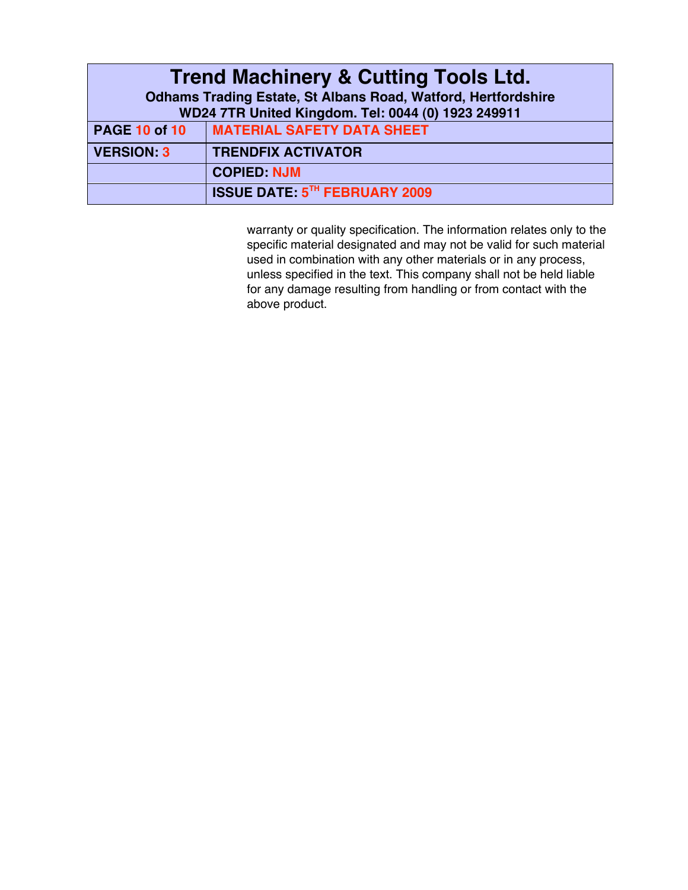warranty or quality specification. The information relates only to the specific material designated and may not be valid for such material used in combination with any other materials or in any process, unless specified in the text. This company shall not be held liable for any damage resulting from handling or from contact with the above product.